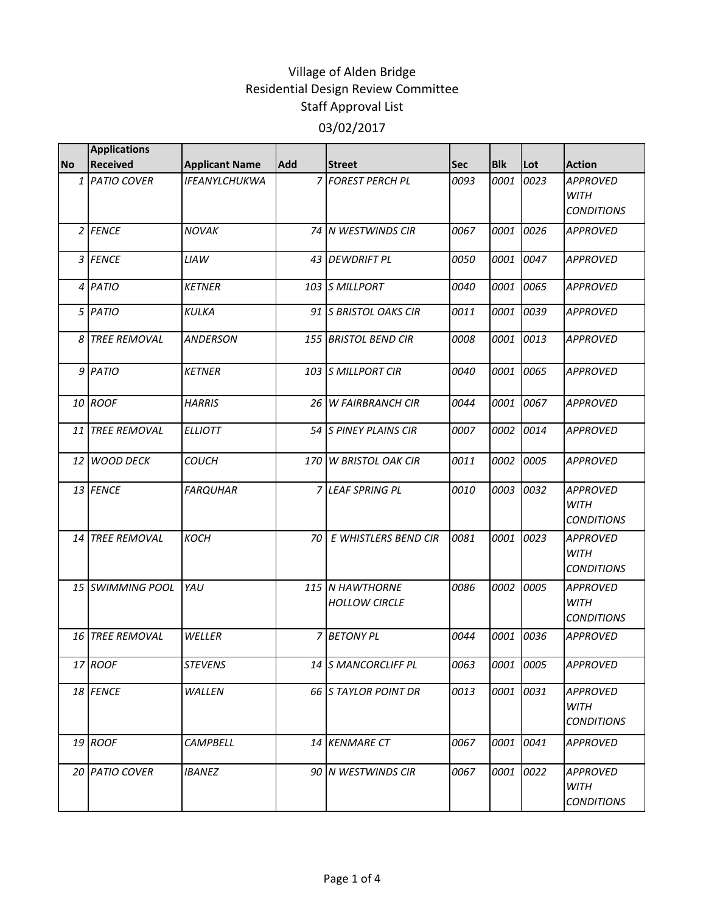# Village of Alden Bridge
## Residential Design Review Committee
## Staff Approval List
## 03/02/2017

| No | Applications Received | Applicant Name | Add | Street | Sec | Blk | Lot | Action |
|---|---|---|---|---|---|---|---|---|
| 1 | *PATIO COVER* | *IFEANYLCHUKWA* | 7 | *FOREST PERCH PL* | *0093* | *0001* | *0023* | *APPROVED WITH CONDITIONS* |
| 2 | *FENCE* | *NOVAK* | 74 | *N WESTWINDS CIR* | *0067* | *0001* | *0026* | *APPROVED* |
| 3 | *FENCE* | *LIAW* | 43 | *DEWDRIFT PL* | *0050* | *0001* | *0047* | *APPROVED* |
| 4 | *PATIO* | *KETNER* | 103 | *S MILLPORT* | *0040* | *0001* | *0065* | *APPROVED* |
| 5 | *PATIO* | *KULKA* | 91 | *S BRISTOL OAKS CIR* | *0011* | *0001* | *0039* | *APPROVED* |
| 8 | *TREE REMOVAL* | *ANDERSON* | 155 | *BRISTOL BEND CIR* | *0008* | *0001* | *0013* | *APPROVED* |
| 9 | *PATIO* | *KETNER* | 103 | *S MILLPORT CIR* | *0040* | *0001* | *0065* | *APPROVED* |
| 10 | *ROOF* | *HARRIS* | 26 | *W FAIRBRANCH CIR* | *0044* | *0001* | *0067* | *APPROVED* |
| 11 | *TREE REMOVAL* | *ELLIOTT* | 54 | *S PINEY PLAINS CIR* | *0007* | *0002* | *0014* | *APPROVED* |
| 12 | *WOOD DECK* | *COUCH* | 170 | *W BRISTOL OAK CIR* | *0011* | *0002* | *0005* | *APPROVED* |
| 13 | *FENCE* | *FARQUHAR* | 7 | *LEAF SPRING PL* | *0010* | *0003* | *0032* | *APPROVED WITH CONDITIONS* |
| 14 | *TREE REMOVAL* | *KOCH* | 70 | *E WHISTLERS BEND CIR* | *0081* | *0001* | *0023* | *APPROVED WITH CONDITIONS* |
| 15 | *SWIMMING POOL* | *YAU* | 115 | *N HAWTHORNE HOLLOW CIRCLE* | *0086* | *0002* | *0005* | *APPROVED WITH CONDITIONS* |
| 16 | *TREE REMOVAL* | *WELLER* | 7 | *BETONY PL* | *0044* | *0001* | *0036* | *APPROVED* |
| 17 | *ROOF* | *STEVENS* | 14 | *S MANCORCLIFF PL* | *0063* | *0001* | *0005* | *APPROVED* |
| 18 | *FENCE* | *WALLEN* | 66 | *S TAYLOR POINT DR* | *0013* | *0001* | *0031* | *APPROVED WITH CONDITIONS* |
| 19 | *ROOF* | *CAMPBELL* | 14 | *KENMARE CT* | *0067* | *0001* | *0041* | *APPROVED* |
| 20 | *PATIO COVER* | *IBANEZ* | 90 | *N WESTWINDS CIR* | *0067* | *0001* | *0022* | *APPROVED WITH CONDITIONS* |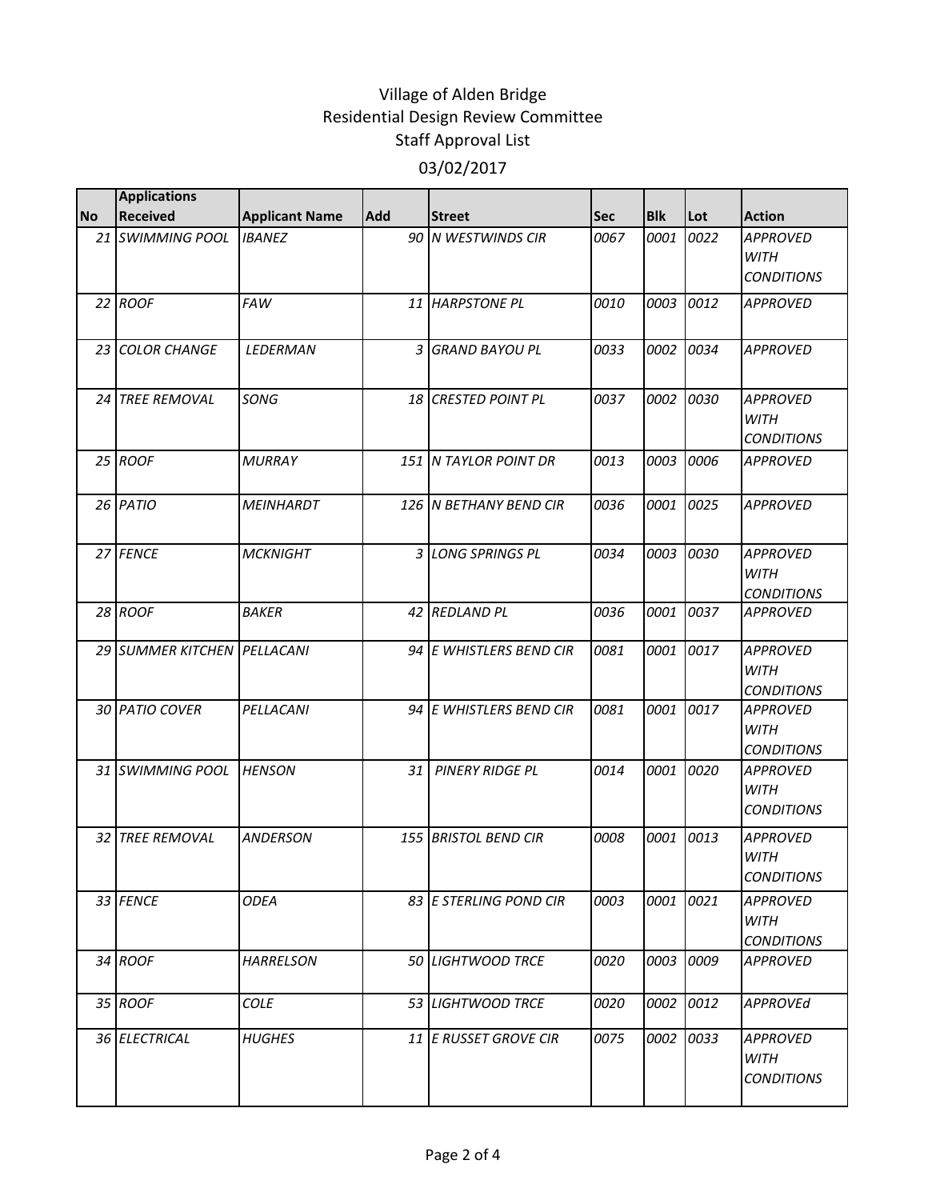# Village of Alden Bridge
## Residential Design Review Committee
## Staff Approval List
## 03/02/2017

| No | Applications Received | Applicant Name | Add | Street | Sec | Blk | Lot | Action |
|---|---|---|---|---|---|---|---|---|
| 21 | SWIMMING POOL | IBANEZ | 90 | N WESTWINDS CIR | 0067 | 0001 | 0022 | APPROVED WITH CONDITIONS |
| 22 | ROOF | FAW | 11 | HARPSTONE PL | 0010 | 0003 | 0012 | APPROVED |
| 23 | COLOR CHANGE | LEDERMAN | 3 | GRAND BAYOU PL | 0033 | 0002 | 0034 | APPROVED |
| 24 | TREE REMOVAL | SONG | 18 | CRESTED POINT PL | 0037 | 0002 | 0030 | APPROVED WITH CONDITIONS |
| 25 | ROOF | MURRAY | 151 | N TAYLOR POINT DR | 0013 | 0003 | 0006 | APPROVED |
| 26 | PATIO | MEINHARDT | 126 | N BETHANY BEND CIR | 0036 | 0001 | 0025 | APPROVED |
| 27 | FENCE | MCKNIGHT | 3 | LONG SPRINGS PL | 0034 | 0003 | 0030 | APPROVED WITH CONDITIONS |
| 28 | ROOF | BAKER | 42 | REDLAND PL | 0036 | 0001 | 0037 | APPROVED |
| 29 | SUMMER KITCHEN | PELLACANI | 94 | E WHISTLERS BEND CIR | 0081 | 0001 | 0017 | APPROVED WITH CONDITIONS |
| 30 | PATIO COVER | PELLACANI | 94 | E WHISTLERS BEND CIR | 0081 | 0001 | 0017 | APPROVED WITH CONDITIONS |
| 31 | SWIMMING POOL | HENSON | 31 | PINERY RIDGE PL | 0014 | 0001 | 0020 | APPROVED WITH CONDITIONS |
| 32 | TREE REMOVAL | ANDERSON | 155 | BRISTOL BEND CIR | 0008 | 0001 | 0013 | APPROVED WITH CONDITIONS |
| 33 | FENCE | ODEA | 83 | E STERLING POND CIR | 0003 | 0001 | 0021 | APPROVED WITH CONDITIONS |
| 34 | ROOF | HARRELSON | 50 | LIGHTWOOD TRCE | 0020 | 0003 | 0009 | APPROVED |
| 35 | ROOF | COLE | 53 | LIGHTWOOD TRCE | 0020 | 0002 | 0012 | APPROVEd |
| 36 | ELECTRICAL | HUGHES | 11 | E RUSSET GROVE CIR | 0075 | 0002 | 0033 | APPROVED WITH CONDITIONS |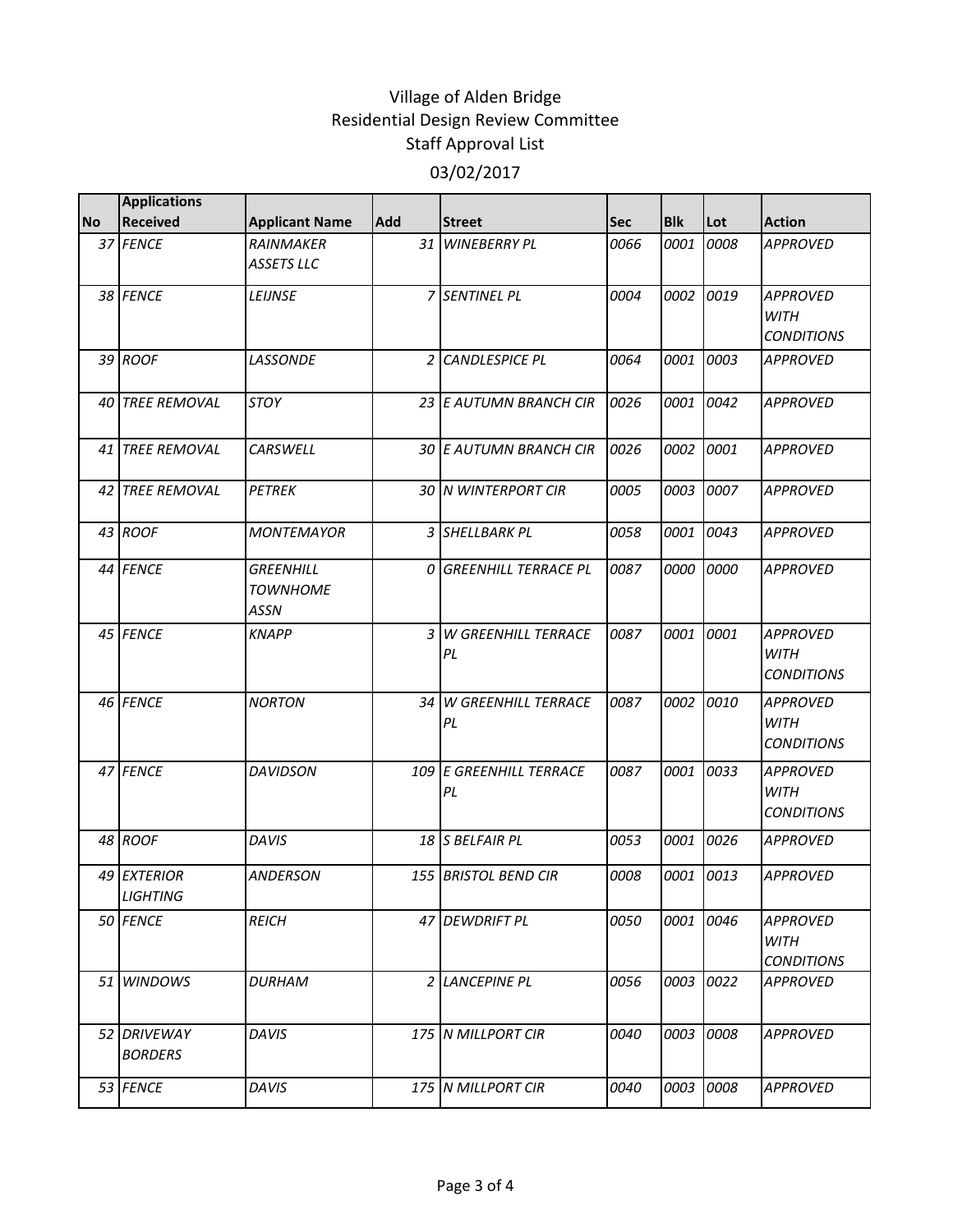# Village of Alden Bridge
## Residential Design Review Committee
## Staff Approval List
## 03/02/2017

| No | Applications Received | Applicant Name | Add | Street | Sec | Blk | Lot | Action |
|---|---|---|---|---|---|---|---|---|
| 37 | FENCE | RAINMAKER ASSETS LLC | 31 | WINEBERRY PL | 0066 | 0001 | 0008 | APPROVED |
| 38 | FENCE | LEIJNSE | 7 | SENTINEL PL | 0004 | 0002 | 0019 | APPROVED WITH CONDITIONS |
| 39 | ROOF | LASSONDE | 2 | CANDLESPICE PL | 0064 | 0001 | 0003 | APPROVED |
| 40 | TREE REMOVAL | STOY | 23 | E AUTUMN BRANCH CIR | 0026 | 0001 | 0042 | APPROVED |
| 41 | TREE REMOVAL | CARSWELL | 30 | E AUTUMN BRANCH CIR | 0026 | 0002 | 0001 | APPROVED |
| 42 | TREE REMOVAL | PETREK | 30 | N WINTERPORT CIR | 0005 | 0003 | 0007 | APPROVED |
| 43 | ROOF | MONTEMAYOR | 3 | SHELLBARK PL | 0058 | 0001 | 0043 | APPROVED |
| 44 | FENCE | GREENHILL TOWNHOME ASSN | 0 | GREENHILL TERRACE PL | 0087 | 0000 | 0000 | APPROVED |
| 45 | FENCE | KNAPP | 3 | W GREENHILL TERRACE PL | 0087 | 0001 | 0001 | APPROVED WITH CONDITIONS |
| 46 | FENCE | NORTON | 34 | W GREENHILL TERRACE PL | 0087 | 0002 | 0010 | APPROVED WITH CONDITIONS |
| 47 | FENCE | DAVIDSON | 109 | E GREENHILL TERRACE PL | 0087 | 0001 | 0033 | APPROVED WITH CONDITIONS |
| 48 | ROOF | DAVIS | 18 | S BELFAIR PL | 0053 | 0001 | 0026 | APPROVED |
| 49 | EXTERIOR LIGHTING | ANDERSON | 155 | BRISTOL BEND CIR | 0008 | 0001 | 0013 | APPROVED |
| 50 | FENCE | REICH | 47 | DEWDRIFT PL | 0050 | 0001 | 0046 | APPROVED WITH CONDITIONS |
| 51 | WINDOWS | DURHAM | 2 | LANCEPINE PL | 0056 | 0003 | 0022 | APPROVED |
| 52 | DRIVEWAY BORDERS | DAVIS | 175 | N MILLPORT CIR | 0040 | 0003 | 0008 | APPROVED |
| 53 | FENCE | DAVIS | 175 | N MILLPORT CIR | 0040 | 0003 | 0008 | APPROVED |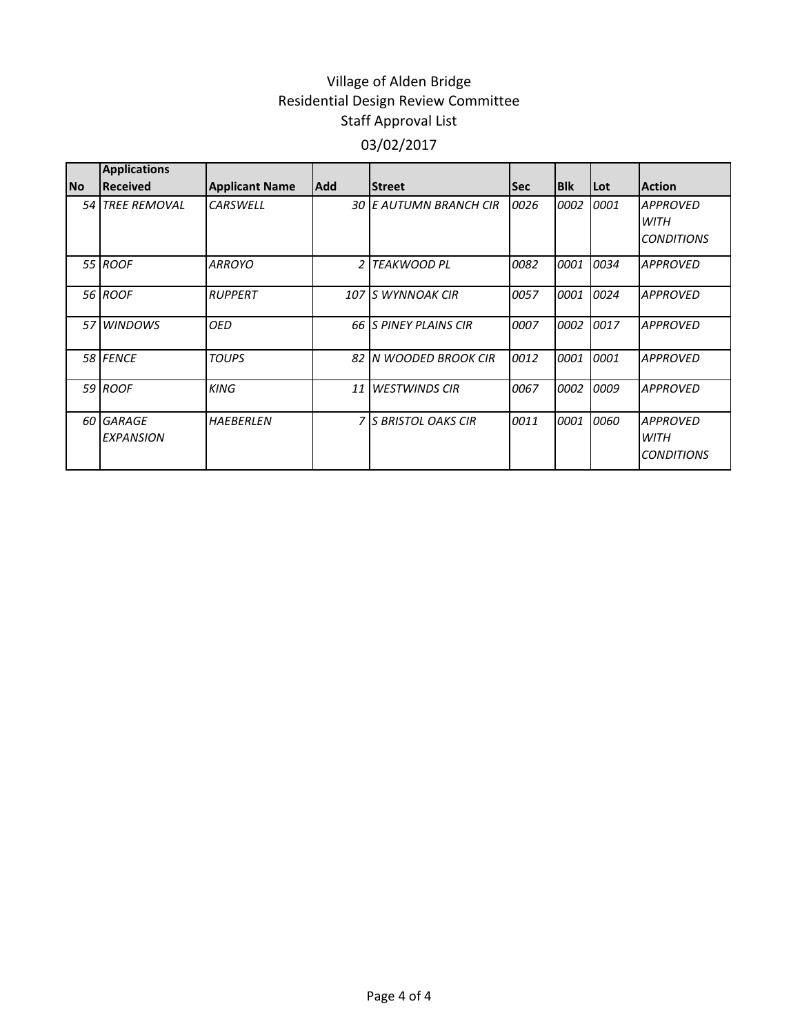Village of Alden Bridge
Residential Design Review Committee
Staff Approval List
03/02/2017

| No | Applications Received | Applicant Name | Add | Street | Sec | Blk | Lot | Action |
|---|---|---|---|---|---|---|---|---|
| *54* | *TREE REMOVAL* | *CARSWELL* | *30* | *E AUTUMN BRANCH CIR* | *0026* | *0002* | *0001* | *APPROVED WITH CONDITIONS* |
| *55* | *ROOF* | *ARROYO* | *2* | *TEAKWOOD PL* | *0082* | *0001* | *0034* | *APPROVED* |
| *56* | *ROOF* | *RUPPERT* | *107* | *S WYNNOAK CIR* | *0057* | *0001* | *0024* | *APPROVED* |
| *57* | *WINDOWS* | *OED* | *66* | *S PINEY PLAINS CIR* | *0007* | *0002* | *0017* | *APPROVED* |
| *58* | *FENCE* | *TOUPS* | *82* | *N WOODED BROOK CIR* | *0012* | *0001* | *0001* | *APPROVED* |
| *59* | *ROOF* | *KING* | *11* | *WESTWINDS CIR* | *0067* | *0002* | *0009* | *APPROVED* |
| *60* | *GARAGE EXPANSION* | *HAEBERLEN* | *7* | *S BRISTOL OAKS CIR* | *0011* | *0001* | *0060* | *APPROVED WITH CONDITIONS* |